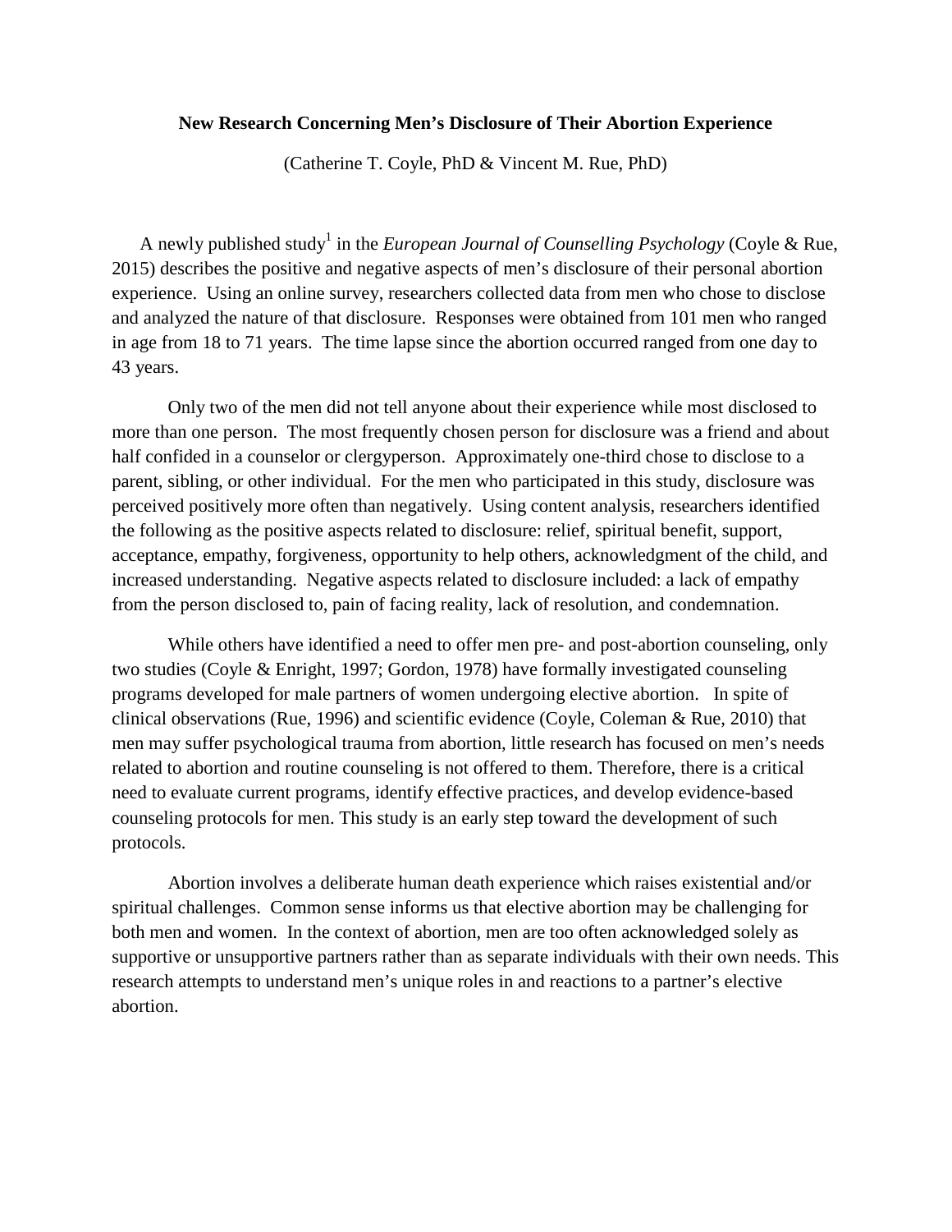**New Research Concerning Men's Disclosure of Their Abortion Experience**

(Catherine T. Coyle, PhD & Vincent M. Rue, PhD)

A newly published study[1] in the *European Journal of Counselling Psychology* (Coyle & Rue, 2015) describes the positive and negative aspects of men's disclosure of their personal abortion experience. Using an online survey, researchers collected data from men who chose to disclose and analyzed the nature of that disclosure. Responses were obtained from 101 men who ranged in age from 18 to 71 years. The time lapse since the abortion occurred ranged from one day to 43 years.

Only two of the men did not tell anyone about their experience while most disclosed to more than one person. The most frequently chosen person for disclosure was a friend and about half confided in a counselor or clergyperson. Approximately one-third chose to disclose to a parent, sibling, or other individual. For the men who participated in this study, disclosure was perceived positively more often than negatively. Using content analysis, researchers identified the following as the positive aspects related to disclosure: relief, spiritual benefit, support, acceptance, empathy, forgiveness, opportunity to help others, acknowledgment of the child, and increased understanding. Negative aspects related to disclosure included: a lack of empathy from the person disclosed to, pain of facing reality, lack of resolution, and condemnation.

While others have identified a need to offer men pre- and post-abortion counseling, only two studies (Coyle & Enright, 1997; Gordon, 1978) have formally investigated counseling programs developed for male partners of women undergoing elective abortion. In spite of clinical observations (Rue, 1996) and scientific evidence (Coyle, Coleman & Rue, 2010) that men may suffer psychological trauma from abortion, little research has focused on men's needs related to abortion and routine counseling is not offered to them. Therefore, there is a critical need to evaluate current programs, identify effective practices, and develop evidence-based counseling protocols for men. This study is an early step toward the development of such protocols.

Abortion involves a deliberate human death experience which raises existential and/or spiritual challenges. Common sense informs us that elective abortion may be challenging for both men and women. In the context of abortion, men are too often acknowledged solely as supportive or unsupportive partners rather than as separate individuals with their own needs. This research attempts to understand men's unique roles in and reactions to a partner's elective abortion.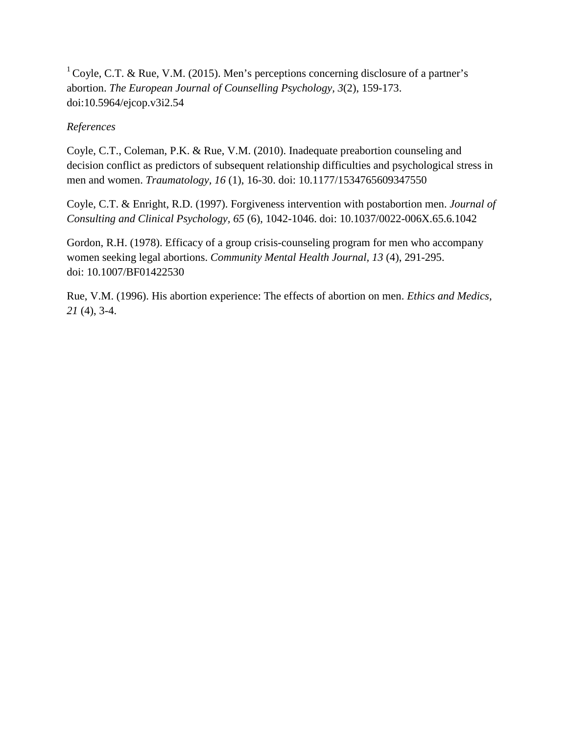[1] Coyle, C.T. & Rue, V.M. (2015). Men's perceptions concerning disclosure of a partner's abortion. *The European Journal of Counselling Psychology, 3*(2), 159-173. doi:10.5964/ejcop.v3i2.54

*References*

Coyle, C.T., Coleman, P.K. & Rue, V.M. (2010). Inadequate preabortion counseling and decision conflict as predictors of subsequent relationship difficulties and psychological stress in men and women. *Traumatology, 16* (1), 16-30. doi: 10.1177/1534765609347550

Coyle, C.T. & Enright, R.D. (1997). Forgiveness intervention with postabortion men. *Journal of Consulting and Clinical Psychology, 65* (6), 1042-1046. doi: 10.1037/0022-006X.65.6.1042

Gordon, R.H. (1978). Efficacy of a group crisis-counseling program for men who accompany women seeking legal abortions. *Community Mental Health Journal, 13* (4), 291-295. doi: 10.1007/BF01422530

Rue, V.M. (1996). His abortion experience: The effects of abortion on men. *Ethics and Medics, 21* (4), 3-4.